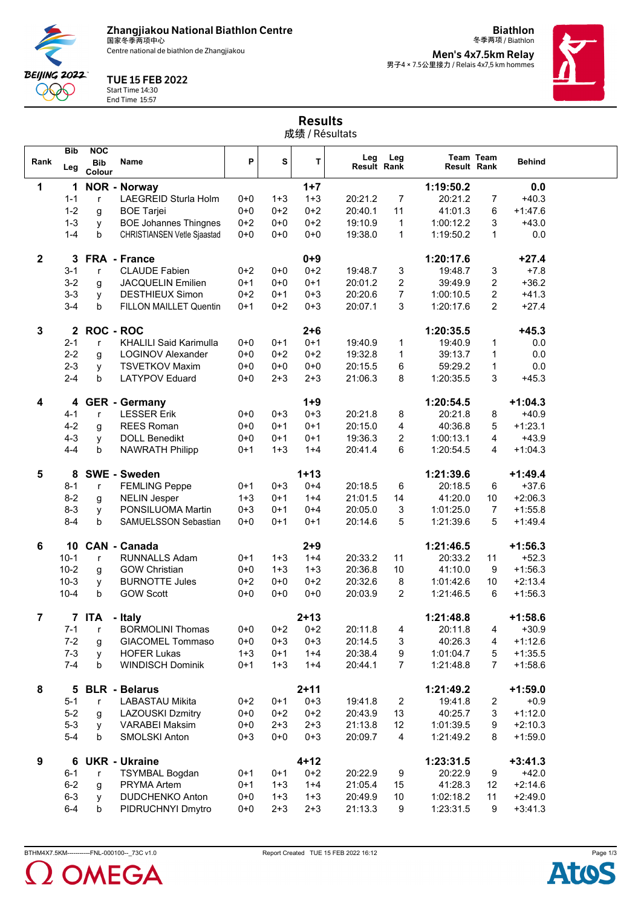# Zhangjiakou National Biathlon Centre

国家冬季两项中心

Centre national de biathlon de Zhangjiakou

**Biathlon**

冬季两项 / Biathlon

**Men's 4x7.5km Relay**

男子4 × 7.5公里接力 / Relais 4x7,5 km hommes

**TUE 15 FEB 2022**

Start Time 14:30

End Time 15:57

## Results

成绩 / Résultats

| Rank | Bib Leg | NOC Bib Colour | Name | P | S | T | Leg Result | Leg Rank | Team Result | Team Rank | Behind |
|---|---|---|---|---|---|---|---|---|---|---|---|
| **1** | **1** | **NOR** | **- Norway** | | | **1+7** | | | **1:19:50.2** | | **0.0** |
| | 1-1 | r | LAEGREID Sturla Holm | 0+0 | 1+3 | 1+3 | 20:21.2 | 7 | 20:21.2 | 7 | +40.3 |
| | 1-2 | g | BOE Tarjei | 0+0 | 0+2 | 0+2 | 20:40.1 | 11 | 41:01.3 | 6 | +1:47.6 |
| | 1-3 | y | BOE Johannes Thingnes | 0+2 | 0+0 | 0+2 | 19:10.9 | 1 | 1:00:12.2 | 3 | +43.0 |
| | 1-4 | b | CHRISTIANSEN Vetle Sjaastad | 0+0 | 0+0 | 0+0 | 19:38.0 | 1 | 1:19:50.2 | 1 | 0.0 |
| **2** | **3** | **FRA** | **- France** | | | **0+9** | | | **1:20:17.6** | | **+27.4** |
| | 3-1 | r | CLAUDE Fabien | 0+2 | 0+0 | 0+2 | 19:48.7 | 3 | 19:48.7 | 3 | +7.8 |
| | 3-2 | g | JACQUELIN Emilien | 0+1 | 0+0 | 0+1 | 20:01.2 | 2 | 39:49.9 | 2 | +36.2 |
| | 3-3 | y | DESTHIEUX Simon | 0+2 | 0+1 | 0+3 | 20:20.6 | 7 | 1:00:10.5 | 2 | +41.3 |
| | 3-4 | b | FILLON MAILLET Quentin | 0+1 | 0+2 | 0+3 | 20:07.1 | 3 | 1:20:17.6 | 2 | +27.4 |
| **3** | **2** | **ROC** | **- ROC** | | | **2+6** | | | **1:20:35.5** | | **+45.3** |
| | 2-1 | r | KHALILI Said Karimulla | 0+0 | 0+1 | 0+1 | 19:40.9 | 1 | 19:40.9 | 1 | 0.0 |
| | 2-2 | g | LOGINOV Alexander | 0+0 | 0+2 | 0+2 | 19:32.8 | 1 | 39:13.7 | 1 | 0.0 |
| | 2-3 | y | TSVETKOV Maxim | 0+0 | 0+0 | 0+0 | 20:15.5 | 6 | 59:29.2 | 1 | 0.0 |
| | 2-4 | b | LATYPOV Eduard | 0+0 | 2+3 | 2+3 | 21:06.3 | 8 | 1:20:35.5 | 3 | +45.3 |
| **4** | **4** | **GER** | **- Germany** | | | **1+9** | | | **1:20:54.5** | | **+1:04.3** |
| | 4-1 | r | LESSER Erik | 0+0 | 0+3 | 0+3 | 20:21.8 | 8 | 20:21.8 | 8 | +40.9 |
| | 4-2 | g | REES Roman | 0+0 | 0+1 | 0+1 | 20:15.0 | 4 | 40:36.8 | 5 | +1:23.1 |
| | 4-3 | y | DOLL Benedikt | 0+0 | 0+1 | 0+1 | 19:36.3 | 2 | 1:00:13.1 | 4 | +43.9 |
| | 4-4 | b | NAWRATH Philipp | 0+1 | 1+3 | 1+4 | 20:41.4 | 6 | 1:20:54.5 | 4 | +1:04.3 |
| **5** | **8** | **SWE** | **- Sweden** | | | **1+13** | | | **1:21:39.6** | | **+1:49.4** |
| | 8-1 | r | FEMLING Peppe | 0+1 | 0+3 | 0+4 | 20:18.5 | 6 | 20:18.5 | 6 | +37.6 |
| | 8-2 | g | NELIN Jesper | 1+3 | 0+1 | 1+4 | 21:01.5 | 14 | 41:20.0 | 10 | +2:06.3 |
| | 8-3 | y | PONSILUOMA Martin | 0+3 | 0+1 | 0+4 | 20:05.0 | 3 | 1:01:25.0 | 7 | +1:55.8 |
| | 8-4 | b | SAMUELSSON Sebastian | 0+0 | 0+1 | 0+1 | 20:14.6 | 5 | 1:21:39.6 | 5 | +1:49.4 |
| **6** | **10** | **CAN** | **- Canada** | | | **2+9** | | | **1:21:46.5** | | **+1:56.3** |
| | 10-1 | r | RUNNALLS Adam | 0+1 | 1+3 | 1+4 | 20:33.2 | 11 | 20:33.2 | 11 | +52.3 |
| | 10-2 | g | GOW Christian | 0+0 | 1+3 | 1+3 | 20:36.8 | 10 | 41:10.0 | 9 | +1:56.3 |
| | 10-3 | y | BURNOTTE Jules | 0+2 | 0+0 | 0+2 | 20:32.6 | 8 | 1:01:42.6 | 10 | +2:13.4 |
| | 10-4 | b | GOW Scott | 0+0 | 0+0 | 0+0 | 20:03.9 | 2 | 1:21:46.5 | 6 | +1:56.3 |
| **7** | **7** | **ITA** | **- Italy** | | | **2+13** | | | **1:21:48.8** | | **+1:58.6** |
| | 7-1 | r | BORMOLINI Thomas | 0+0 | 0+2 | 0+2 | 20:11.8 | 4 | 20:11.8 | 4 | +30.9 |
| | 7-2 | g | GIACOMEL Tommaso | 0+0 | 0+3 | 0+3 | 20:14.5 | 3 | 40:26.3 | 4 | +1:12.6 |
| | 7-3 | y | HOFER Lukas | 1+3 | 0+1 | 1+4 | 20:38.4 | 9 | 1:01:04.7 | 5 | +1:35.5 |
| | 7-4 | b | WINDISCH Dominik | 0+1 | 1+3 | 1+4 | 20:44.1 | 7 | 1:21:48.8 | 7 | +1:58.6 |
| **8** | **5** | **BLR** | **- Belarus** | | | **2+11** | | | **1:21:49.2** | | **+1:59.0** |
| | 5-1 | r | LABASTAU Mikita | 0+2 | 0+1 | 0+3 | 19:41.8 | 2 | 19:41.8 | 2 | +0.9 |
| | 5-2 | g | LAZOUSKI Dzmitry | 0+0 | 0+2 | 0+2 | 20:43.9 | 13 | 40:25.7 | 3 | +1:12.0 |
| | 5-3 | y | VARABEI Maksim | 0+0 | 2+3 | 2+3 | 21:13.8 | 12 | 1:01:39.5 | 9 | +2:10.3 |
| | 5-4 | b | SMOLSKI Anton | 0+3 | 0+0 | 0+3 | 20:09.7 | 4 | 1:21:49.2 | 8 | +1:59.0 |
| **9** | **6** | **UKR** | **- Ukraine** | | | **4+12** | | | **1:23:31.5** | | **+3:41.3** |
| | 6-1 | r | TSYMBAL Bogdan | 0+1 | 0+1 | 0+2 | 20:22.9 | 9 | 20:22.9 | 9 | +42.0 |
| | 6-2 | g | PRYMA Artem | 0+1 | 1+3 | 1+4 | 21:05.4 | 15 | 41:28.3 | 12 | +2:14.6 |
| | 6-3 | y | DUDCHENKO Anton | 0+0 | 1+3 | 1+3 | 20:49.9 | 10 | 1:02:18.2 | 11 | +2:49.0 |
| | 6-4 | b | PIDRUCHNYI Dmytro | 0+0 | 2+3 | 2+3 | 21:13.3 | 9 | 1:23:31.5 | 9 | +3:41.3 |

BTHM4X7.5KM-----------FNL-000100--_73C v1.0 Report Created TUE 15 FEB 2022 16:12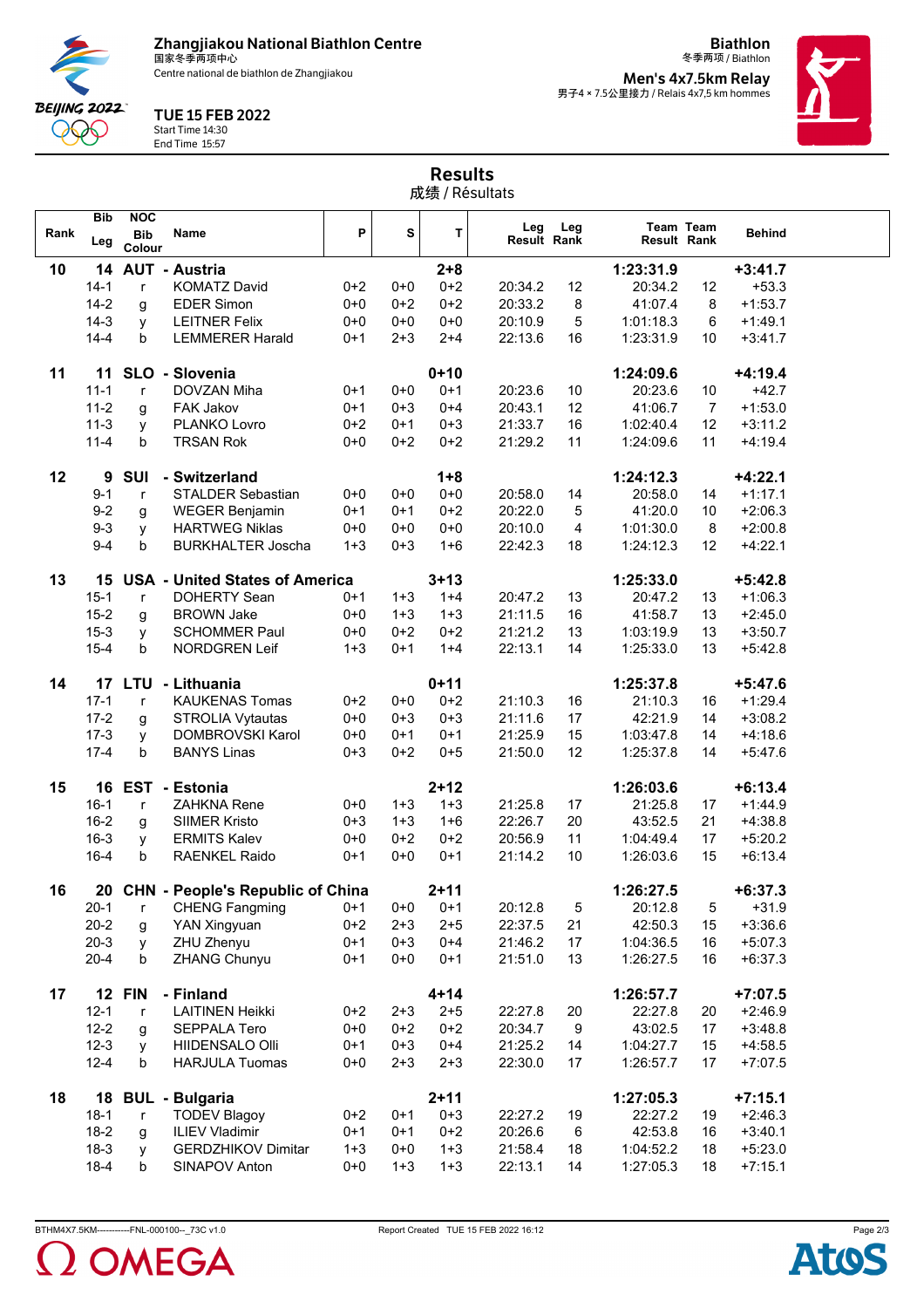# Zhangjiakou National Biathlon Centre
国家冬季两项中心
Centre national de biathlon de Zhangjiakou

**Biathlon**
冬季两项 / Biathlon

**Men's 4x7.5km Relay**
男子4 × 7.5公里接力 / Relais 4x7,5 km hommes

**TUE 15 FEB 2022**
Start Time 14:30
End Time 15:57

## Results
成绩 / Résultats

| Rank | Bib Leg | NOC Bib Colour | Name | P | S | T | Leg Result | Leg Rank | Team Result | Team Rank | Behind |
|---|---|---|---|---|---|---|---|---|---|---|---|
| **10** | **14** | **AUT** | **- Austria** | | | **2+8** | | | **1:23:31.9** | | **+3:41.7** |
| | 14-1 | r | KOMATZ David | 0+2 | 0+0 | 0+2 | 20:34.2 | 12 | 20:34.2 | 12 | +53.3 |
| | 14-2 | g | EDER Simon | 0+0 | 0+2 | 0+2 | 20:33.2 | 8 | 41:07.4 | 8 | +1:53.7 |
| | 14-3 | y | LEITNER Felix | 0+0 | 0+0 | 0+0 | 20:10.9 | 5 | 1:01:18.3 | 6 | +1:49.1 |
| | 14-4 | b | LEMMERER Harald | 0+1 | 2+3 | 2+4 | 22:13.6 | 16 | 1:23:31.9 | 10 | +3:41.7 |
| **11** | **11** | **SLO** | **- Slovenia** | | | **0+10** | | | **1:24:09.6** | | **+4:19.4** |
| | 11-1 | r | DOVZAN Miha | 0+1 | 0+0 | 0+1 | 20:23.6 | 10 | 20:23.6 | 10 | +42.7 |
| | 11-2 | g | FAK Jakov | 0+1 | 0+3 | 0+4 | 20:43.1 | 12 | 41:06.7 | 7 | +1:53.0 |
| | 11-3 | y | PLANKO Lovro | 0+2 | 0+1 | 0+3 | 21:33.7 | 16 | 1:02:40.4 | 12 | +3:11.2 |
| | 11-4 | b | TRSAN Rok | 0+0 | 0+2 | 0+2 | 21:29.2 | 11 | 1:24:09.6 | 11 | +4:19.4 |
| **12** | **9** | **SUI** | **- Switzerland** | | | **1+8** | | | **1:24:12.3** | | **+4:22.1** |
| | 9-1 | r | STALDER Sebastian | 0+0 | 0+0 | 0+0 | 20:58.0 | 14 | 20:58.0 | 14 | +1:17.1 |
| | 9-2 | g | WEGER Benjamin | 0+1 | 0+1 | 0+2 | 20:22.0 | 5 | 41:20.0 | 10 | +2:06.3 |
| | 9-3 | y | HARTWEG Niklas | 0+0 | 0+0 | 0+0 | 20:10.0 | 4 | 1:01:30.0 | 8 | +2:00.8 |
| | 9-4 | b | BURKHALTER Joscha | 1+3 | 0+3 | 1+6 | 22:42.3 | 18 | 1:24:12.3 | 12 | +4:22.1 |
| **13** | **15** | **USA** | **- United States of America** | | | **3+13** | | | **1:25:33.0** | | **+5:42.8** |
| | 15-1 | r | DOHERTY Sean | 0+1 | 1+3 | 1+4 | 20:47.2 | 13 | 20:47.2 | 13 | +1:06.3 |
| | 15-2 | g | BROWN Jake | 0+0 | 1+3 | 1+3 | 21:11.5 | 16 | 41:58.7 | 13 | +2:45.0 |
| | 15-3 | y | SCHOMMER Paul | 0+0 | 0+2 | 0+2 | 21:21.2 | 13 | 1:03:19.9 | 13 | +3:50.7 |
| | 15-4 | b | NORDGREN Leif | 1+3 | 0+1 | 1+4 | 22:13.1 | 14 | 1:25:33.0 | 13 | +5:42.8 |
| **14** | **17** | **LTU** | **- Lithuania** | | | **0+11** | | | **1:25:37.8** | | **+5:47.6** |
| | 17-1 | r | KAUKENAS Tomas | 0+2 | 0+0 | 0+2 | 21:10.3 | 16 | 21:10.3 | 16 | +1:29.4 |
| | 17-2 | g | STROLIA Vytautas | 0+0 | 0+3 | 0+3 | 21:11.6 | 17 | 42:21.9 | 14 | +3:08.2 |
| | 17-3 | y | DOMBROVSKI Karol | 0+0 | 0+1 | 0+1 | 21:25.9 | 15 | 1:03:47.8 | 14 | +4:18.6 |
| | 17-4 | b | BANYS Linas | 0+3 | 0+2 | 0+5 | 21:50.0 | 12 | 1:25:37.8 | 14 | +5:47.6 |
| **15** | **16** | **EST** | **- Estonia** | | | **2+12** | | | **1:26:03.6** | | **+6:13.4** |
| | 16-1 | r | ZAHKNA Rene | 0+0 | 1+3 | 1+3 | 21:25.8 | 17 | 21:25.8 | 17 | +1:44.9 |
| | 16-2 | g | SIIMER Kristo | 0+3 | 1+3 | 1+6 | 22:26.7 | 20 | 43:52.5 | 21 | +4:38.8 |
| | 16-3 | y | ERMITS Kalev | 0+0 | 0+2 | 0+2 | 20:56.9 | 11 | 1:04:49.4 | 17 | +5:20.2 |
| | 16-4 | b | RAENKEL Raido | 0+1 | 0+0 | 0+1 | 21:14.2 | 10 | 1:26:03.6 | 15 | +6:13.4 |
| **16** | **20** | **CHN** | **- People's Republic of China** | | | **2+11** | | | **1:26:27.5** | | **+6:37.3** |
| | 20-1 | r | CHENG Fangming | 0+1 | 0+0 | 0+1 | 20:12.8 | 5 | 20:12.8 | 5 | +31.9 |
| | 20-2 | g | YAN Xingyuan | 0+2 | 2+3 | 2+5 | 22:37.5 | 21 | 42:50.3 | 15 | +3:36.6 |
| | 20-3 | y | ZHU Zhenyu | 0+1 | 0+3 | 0+4 | 21:46.2 | 17 | 1:04:36.5 | 16 | +5:07.3 |
| | 20-4 | b | ZHANG Chunyu | 0+1 | 0+0 | 0+1 | 21:51.0 | 13 | 1:26:27.5 | 16 | +6:37.3 |
| **17** | **12** | **FIN** | **- Finland** | | | **4+14** | | | **1:26:57.7** | | **+7:07.5** |
| | 12-1 | r | LAITINEN Heikki | 0+2 | 2+3 | 2+5 | 22:27.8 | 20 | 22:27.8 | 20 | +2:46.9 |
| | 12-2 | g | SEPPALA Tero | 0+0 | 0+2 | 0+2 | 20:34.7 | 9 | 43:02.5 | 17 | +3:48.8 |
| | 12-3 | y | HIIDENSALO Olli | 0+1 | 0+3 | 0+4 | 21:25.2 | 14 | 1:04:27.7 | 15 | +4:58.5 |
| | 12-4 | b | HARJULA Tuomas | 0+0 | 2+3 | 2+3 | 22:30.0 | 17 | 1:26:57.7 | 17 | +7:07.5 |
| **18** | **18** | **BUL** | **- Bulgaria** | | | **2+11** | | | **1:27:05.3** | | **+7:15.1** |
| | 18-1 | r | TODEV Blagoy | 0+2 | 0+1 | 0+3 | 22:27.2 | 19 | 22:27.2 | 19 | +2:46.3 |
| | 18-2 | g | ILIEV Vladimir | 0+1 | 0+1 | 0+2 | 20:26.6 | 6 | 42:53.8 | 16 | +3:40.1 |
| | 18-3 | y | GERDZHIKOV Dimitar | 1+3 | 0+0 | 1+3 | 21:58.4 | 18 | 1:04:52.2 | 18 | +5:23.0 |
| | 18-4 | b | SINAPOV Anton | 0+0 | 1+3 | 1+3 | 22:13.1 | 14 | 1:27:05.3 | 18 | +7:15.1 |

BTHM4X7.5KM-----------FNL-000100--_73C v1.0 Report Created TUE 15 FEB 2022 16:12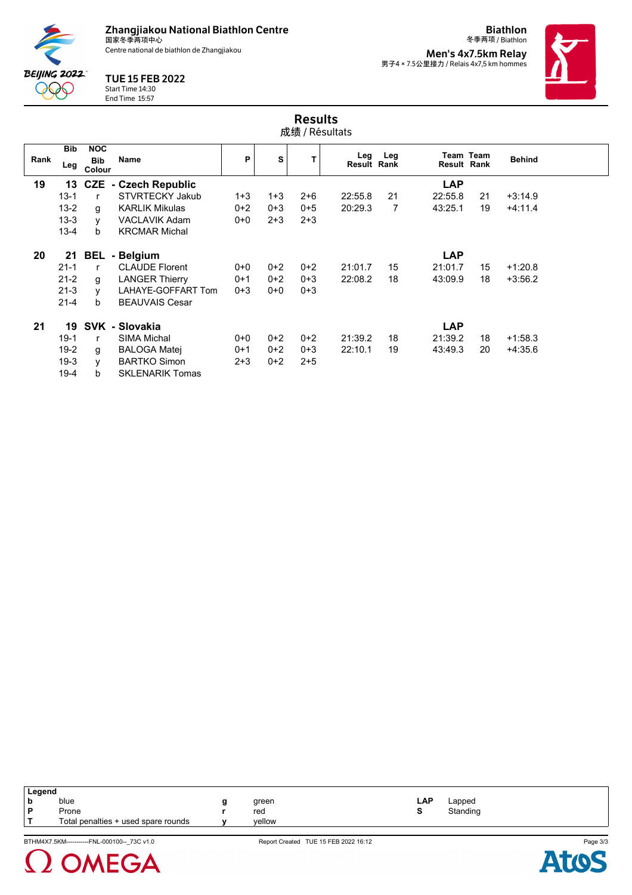Zhangjiakou National Biathlon Centre
国家冬季两项中心
Centre national de biathlon de Zhangjiakou

TUE 15 FEB 2022
Start Time 14:30
End Time 15:57

Biathlon
冬季两项 / Biathlon

Men's 4x7.5km Relay
男子4 × 7.5公里接力 / Relais 4x7,5 km hommes

## Results
成绩 / Résultats

| Rank | Bib Leg | NOC Bib Colour | Name | P | S | T | Leg Result | Leg Rank | Team Result | Team Rank | Behind |
|---|---|---|---|---|---|---|---|---|---|---|---|
| **19** | **13** | **CZE** | **- Czech Republic** | | | | | | **LAP** | | |
| | 13-1 | r | STVRTECKY Jakub | 1+3 | 1+3 | 2+6 | 22:55.8 | 21 | 22:55.8 | 21 | +3:14.9 |
| | 13-2 | g | KARLIK Mikulas | 0+2 | 0+3 | 0+5 | 20:29.3 | 7 | 43:25.1 | 19 | +4:11.4 |
| | 13-3 | y | VACLAVIK Adam | 0+0 | 2+3 | 2+3 | | | | | |
| | 13-4 | b | KRCMAR Michal | | | | | | | | |
| **20** | **21** | **BEL** | **- Belgium** | | | | | | **LAP** | | |
| | 21-1 | r | CLAUDE Florent | 0+0 | 0+2 | 0+2 | 21:01.7 | 15 | 21:01.7 | 15 | +1:20.8 |
| | 21-2 | g | LANGER Thierry | 0+1 | 0+2 | 0+3 | 22:08.2 | 18 | 43:09.9 | 18 | +3:56.2 |
| | 21-3 | y | LAHAYE-GOFFART Tom | 0+3 | 0+0 | 0+3 | | | | | |
| | 21-4 | b | BEAUVAIS Cesar | | | | | | | | |
| **21** | **19** | **SVK** | **- Slovakia** | | | | | | **LAP** | | |
| | 19-1 | r | SIMA Michal | 0+0 | 0+2 | 0+2 | 21:39.2 | 18 | 21:39.2 | 18 | +1:58.3 |
| | 19-2 | g | BALOGA Matej | 0+1 | 0+2 | 0+3 | 22:10.1 | 19 | 43:49.3 | 20 | +4:35.6 |
| | 19-3 | y | BARTKO Simon | 2+3 | 0+2 | 2+5 | | | | | |
| | 19-4 | b | SKLENARIK Tomas | | | | | | | | |

**Legend**

| | | | | | |
|---|---|---|---|---|---|
| **b** | blue | **g** | green | **LAP** | Lapped |
| **P** | Prone | **r** | red | **S** | Standing |
| **T** | Total penalties + used spare rounds | **y** | yellow | | |

BTHM4X7.5KM-----------FNL-000100--_73C v1.0 Report Created TUE 15 FEB 2022 16:12